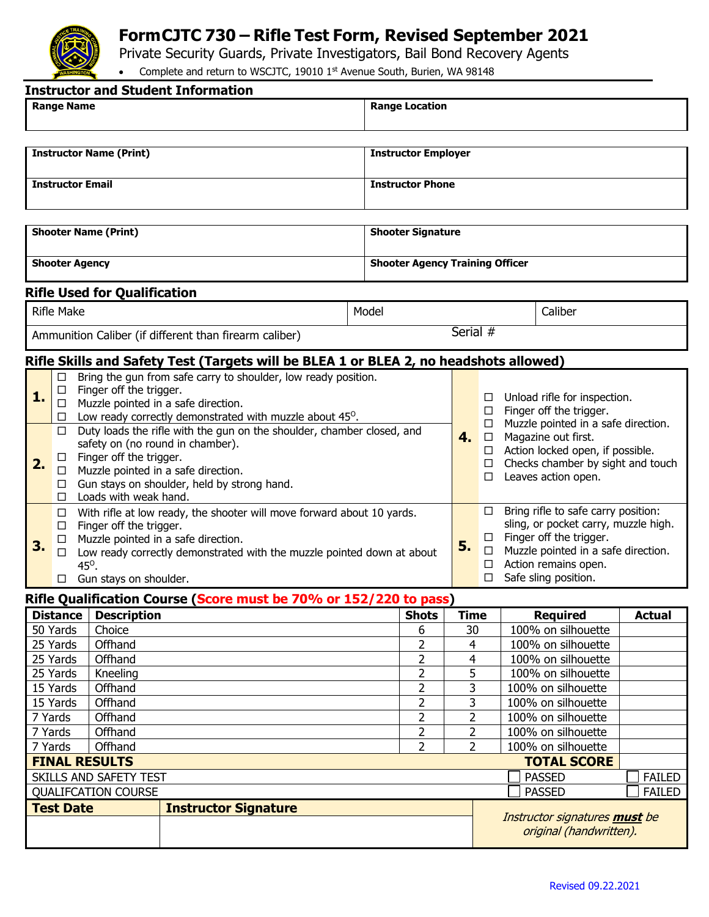# FormCJTC 730 – Rifle Test Form, Revised September 2021

Private Security Guards, Private Investigators, Bail Bond Recovery Agents

- Complete and return to WSCJTC, 19010 1st Avenue South, Burien, WA 98148

## Instructor and Student Information

| Range Name | Range Location |
|---|---|
| | |

| Instructor Name (Print) | Instructor Employer |
|---|---|
| | |
| **Instructor Email** | **Instructor Phone** |
| | |

| Shooter Name (Print) | Shooter Signature |
|---|---|
| | |
| **Shooter Agency** | **Shooter Agency Training Officer** |
| | |

## Rifle Used for Qualification

| Rifle Make | Model | Caliber |
|---|---|---|
| Ammunition Caliber (if different than firearm caliber) | Serial # | |

## Rifle Skills and Safety Test (Targets will be BLEA 1 or BLEA 2, no headshots allowed)

**1.**
- ☐ Bring the gun from safe carry to shoulder, low ready position.
- ☐ Finger off the trigger.
- ☐ Muzzle pointed in a safe direction.
- ☐ Low ready correctly demonstrated with muzzle about 45°.

**2.**
- ☐ Duty loads the rifle with the gun on the shoulder, chamber closed, and safety on (no round in chamber).
- ☐ Finger off the trigger.
- ☐ Muzzle pointed in a safe direction.
- ☐ Gun stays on shoulder, held by strong hand.
- ☐ Loads with weak hand.

**3.**
- ☐ With rifle at low ready, the shooter will move forward about 10 yards.
- ☐ Finger off the trigger.
- ☐ Muzzle pointed in a safe direction.
- ☐ Low ready correctly demonstrated with the muzzle pointed down at about 45°.
- ☐ Gun stays on shoulder.

**4.**
- ☐ Unload rifle for inspection.
- ☐ Finger off the trigger.
- ☐ Muzzle pointed in a safe direction.
- ☐ Magazine out first.
- ☐ Action locked open, if possible.
- ☐ Checks chamber by sight and touch
- ☐ Leaves action open.

**5.**
- ☐ Bring rifle to safe carry position: sling, or pocket carry, muzzle high.
- ☐ Finger off the trigger.
- ☐ Muzzle pointed in a safe direction.
- ☐ Action remains open.
- ☐ Safe sling position.

## Rifle Qualification Course (Score must be 70% or 152/220 to pass)

| Distance | Description | Shots | Time | Required | Actual |
|---|---|---|---|---|---|
| 50 Yards | Choice | 6 | 30 | 100% on silhouette | |
| 25 Yards | Offhand | 2 | 4 | 100% on silhouette | |
| 25 Yards | Offhand | 2 | 4 | 100% on silhouette | |
| 25 Yards | Kneeling | 2 | 5 | 100% on silhouette | |
| 15 Yards | Offhand | 2 | 3 | 100% on silhouette | |
| 15 Yards | Offhand | 2 | 3 | 100% on silhouette | |
| 7 Yards | Offhand | 2 | 2 | 100% on silhouette | |
| 7 Yards | Offhand | 2 | 2 | 100% on silhouette | |
| 7 Yards | Offhand | 2 | 2 | 100% on silhouette | |
| **FINAL RESULTS** | | | | **TOTAL SCORE** | |
| SKILLS AND SAFETY TEST | | | | ☐ PASSED | ☐ FAILED |
| QUALIFCATION COURSE | | | | ☐ PASSED | ☐ FAILED |

| Test Date | Instructor Signature | |
|---|---|---|
| | | *Instructor signatures **must** be original (handwritten).* |

Revised 09.22.2021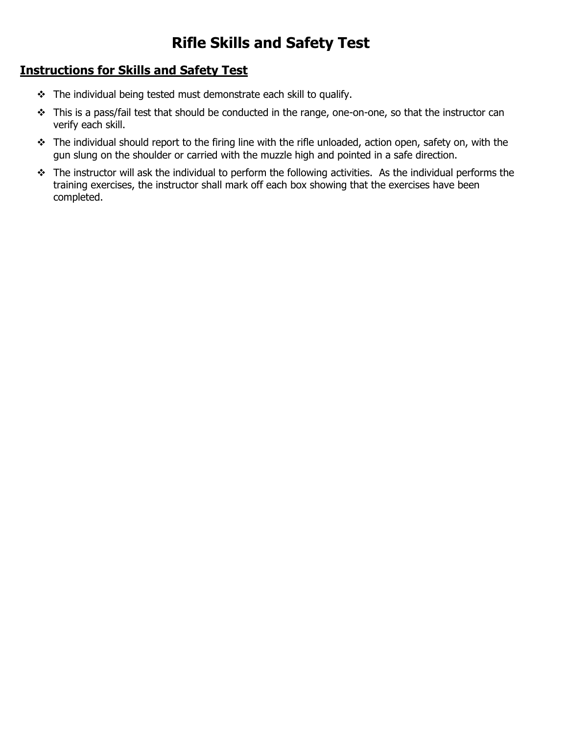# Rifle Skills and Safety Test

## Instructions for Skills and Safety Test

- The individual being tested must demonstrate each skill to qualify.
- This is a pass/fail test that should be conducted in the range, one-on-one, so that the instructor can verify each skill.
- The individual should report to the firing line with the rifle unloaded, action open, safety on, with the gun slung on the shoulder or carried with the muzzle high and pointed in a safe direction.
- The instructor will ask the individual to perform the following activities. As the individual performs the training exercises, the instructor shall mark off each box showing that the exercises have been completed.